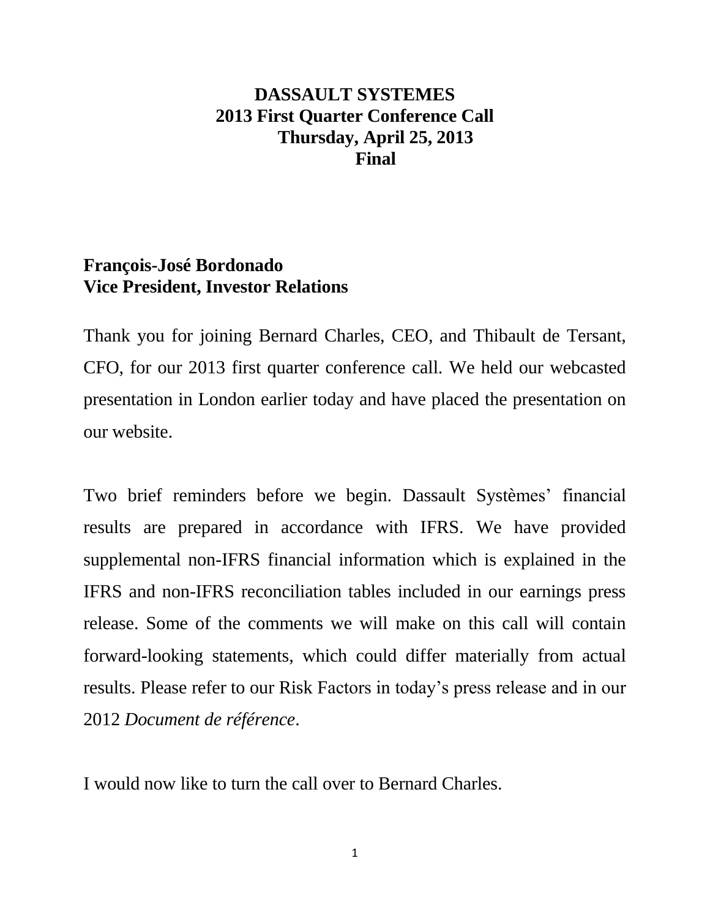# DASSAULT SYSTEMES
## 2013 First Quarter Conference Call
## Thursday, April 25, 2013
## Final

**François-José Bordonado**
**Vice President, Investor Relations**

Thank you for joining Bernard Charles, CEO, and Thibault de Tersant, CFO, for our 2013 first quarter conference call. We held our webcasted presentation in London earlier today and have placed the presentation on our website.

Two brief reminders before we begin. Dassault Systèmes' financial results are prepared in accordance with IFRS. We have provided supplemental non-IFRS financial information which is explained in the IFRS and non-IFRS reconciliation tables included in our earnings press release. Some of the comments we will make on this call will contain forward-looking statements, which could differ materially from actual results. Please refer to our Risk Factors in today's press release and in our 2012 *Document de référence*.

I would now like to turn the call over to Bernard Charles.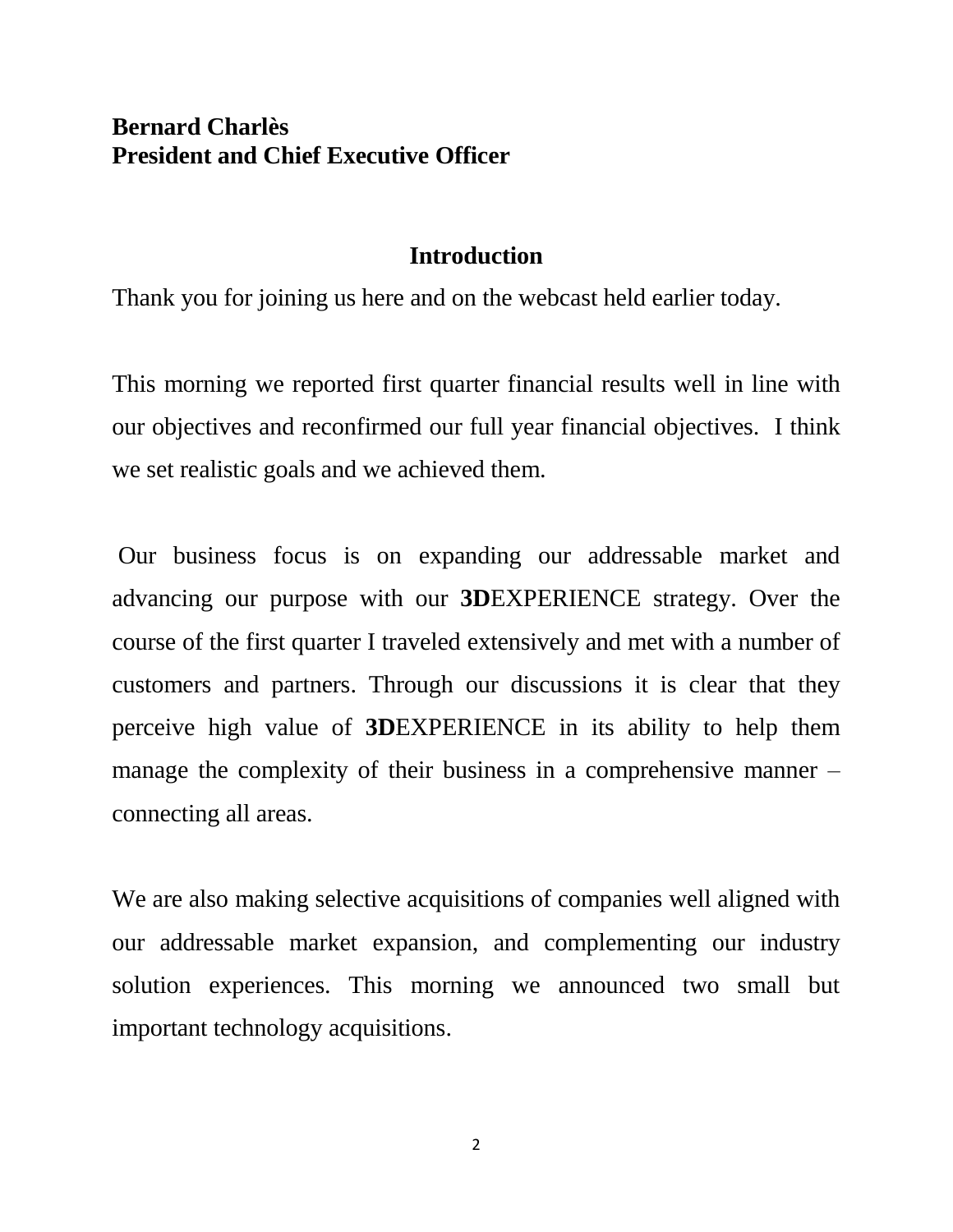**Bernard Charlès**
**President and Chief Executive Officer**

## Introduction

Thank you for joining us here and on the webcast held earlier today.

This morning we reported first quarter financial results well in line with our objectives and reconfirmed our full year financial objectives. I think we set realistic goals and we achieved them.

Our business focus is on expanding our addressable market and advancing our purpose with our **3D**EXPERIENCE strategy. Over the course of the first quarter I traveled extensively and met with a number of customers and partners. Through our discussions it is clear that they perceive high value of **3D**EXPERIENCE in its ability to help them manage the complexity of their business in a comprehensive manner – connecting all areas.

We are also making selective acquisitions of companies well aligned with our addressable market expansion, and complementing our industry solution experiences. This morning we announced two small but important technology acquisitions.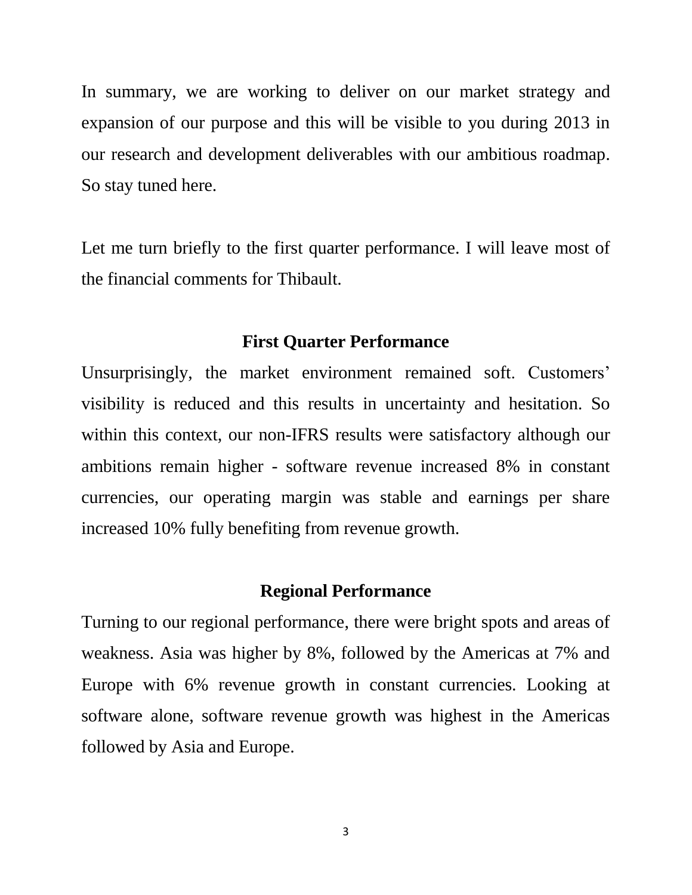In summary, we are working to deliver on our market strategy and expansion of our purpose and this will be visible to you during 2013 in our research and development deliverables with our ambitious roadmap. So stay tuned here.

Let me turn briefly to the first quarter performance. I will leave most of the financial comments for Thibault.

## First Quarter Performance

Unsurprisingly, the market environment remained soft. Customers' visibility is reduced and this results in uncertainty and hesitation. So within this context, our non-IFRS results were satisfactory although our ambitions remain higher - software revenue increased 8% in constant currencies, our operating margin was stable and earnings per share increased 10% fully benefiting from revenue growth.

## Regional Performance

Turning to our regional performance, there were bright spots and areas of weakness. Asia was higher by 8%, followed by the Americas at 7% and Europe with 6% revenue growth in constant currencies. Looking at software alone, software revenue growth was highest in the Americas followed by Asia and Europe.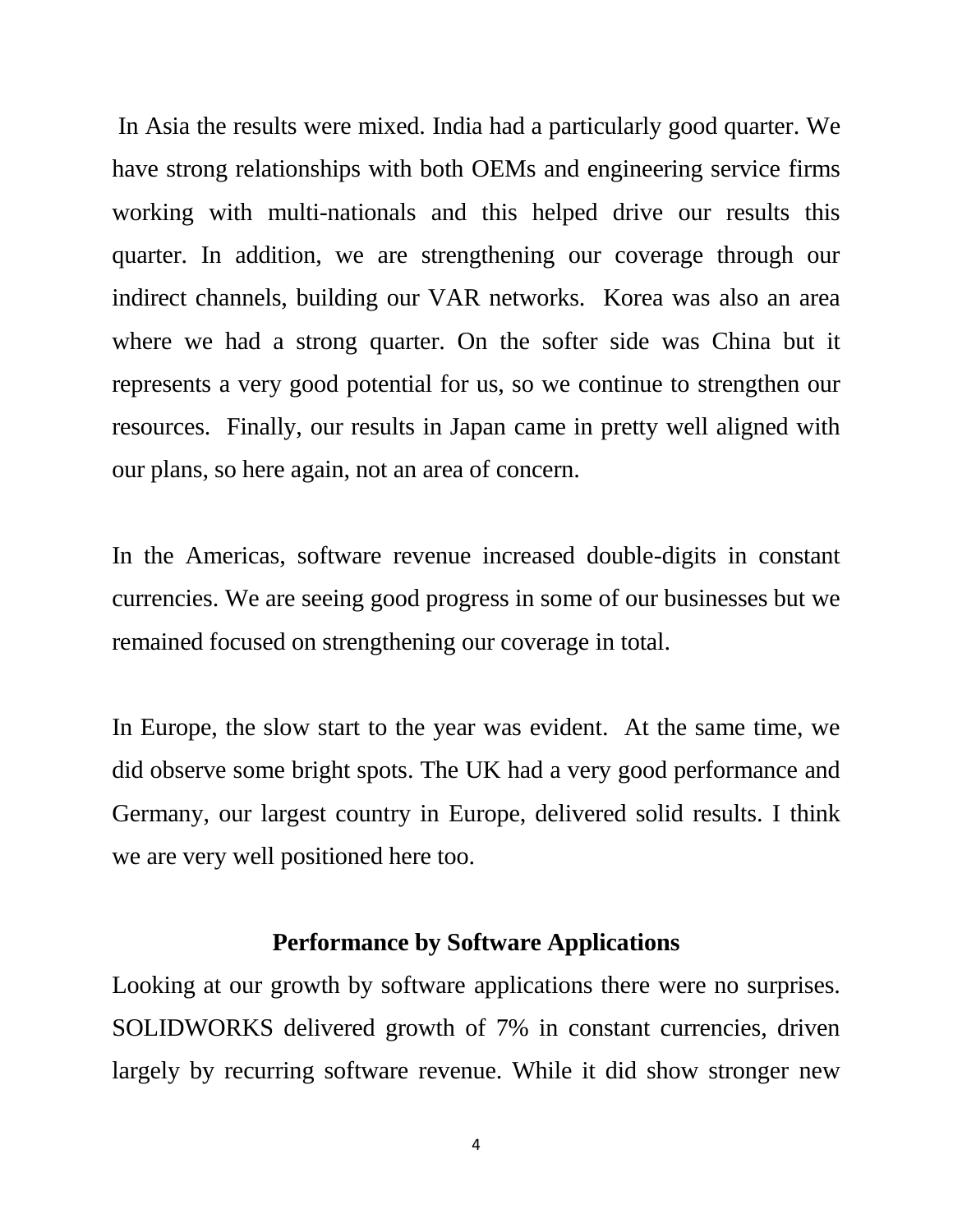In Asia the results were mixed. India had a particularly good quarter. We have strong relationships with both OEMs and engineering service firms working with multi-nationals and this helped drive our results this quarter. In addition, we are strengthening our coverage through our indirect channels, building our VAR networks. Korea was also an area where we had a strong quarter. On the softer side was China but it represents a very good potential for us, so we continue to strengthen our resources. Finally, our results in Japan came in pretty well aligned with our plans, so here again, not an area of concern.

In the Americas, software revenue increased double-digits in constant currencies. We are seeing good progress in some of our businesses but we remained focused on strengthening our coverage in total.

In Europe, the slow start to the year was evident. At the same time, we did observe some bright spots. The UK had a very good performance and Germany, our largest country in Europe, delivered solid results. I think we are very well positioned here too.

## Performance by Software Applications

Looking at our growth by software applications there were no surprises. SOLIDWORKS delivered growth of 7% in constant currencies, driven largely by recurring software revenue. While it did show stronger new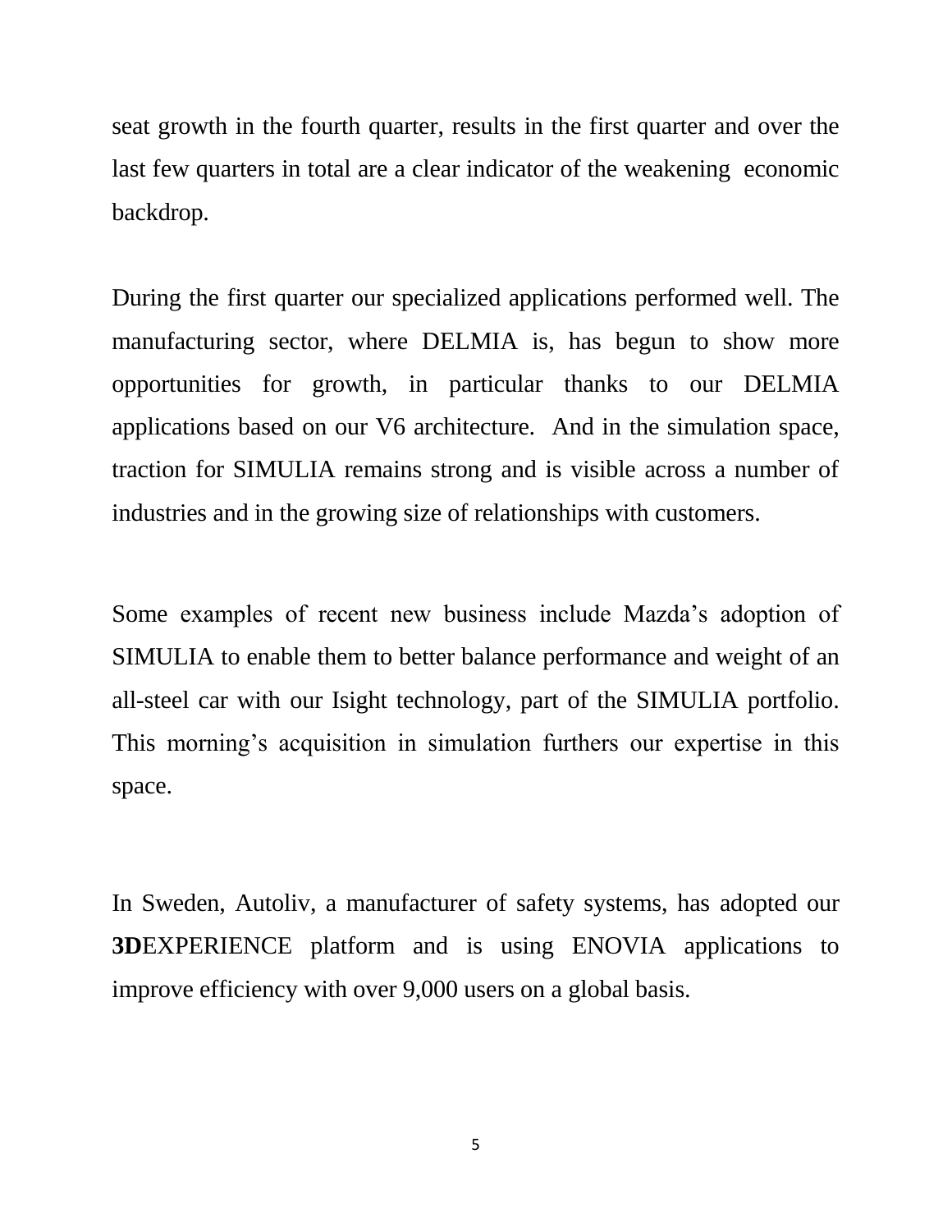seat growth in the fourth quarter, results in the first quarter and over the last few quarters in total are a clear indicator of the weakening economic backdrop.

During the first quarter our specialized applications performed well. The manufacturing sector, where DELMIA is, has begun to show more opportunities for growth, in particular thanks to our DELMIA applications based on our V6 architecture. And in the simulation space, traction for SIMULIA remains strong and is visible across a number of industries and in the growing size of relationships with customers.

Some examples of recent new business include Mazda's adoption of SIMULIA to enable them to better balance performance and weight of an all-steel car with our Isight technology, part of the SIMULIA portfolio. This morning's acquisition in simulation furthers our expertise in this space.

In Sweden, Autoliv, a manufacturer of safety systems, has adopted our **3D**EXPERIENCE platform and is using ENOVIA applications to improve efficiency with over 9,000 users on a global basis.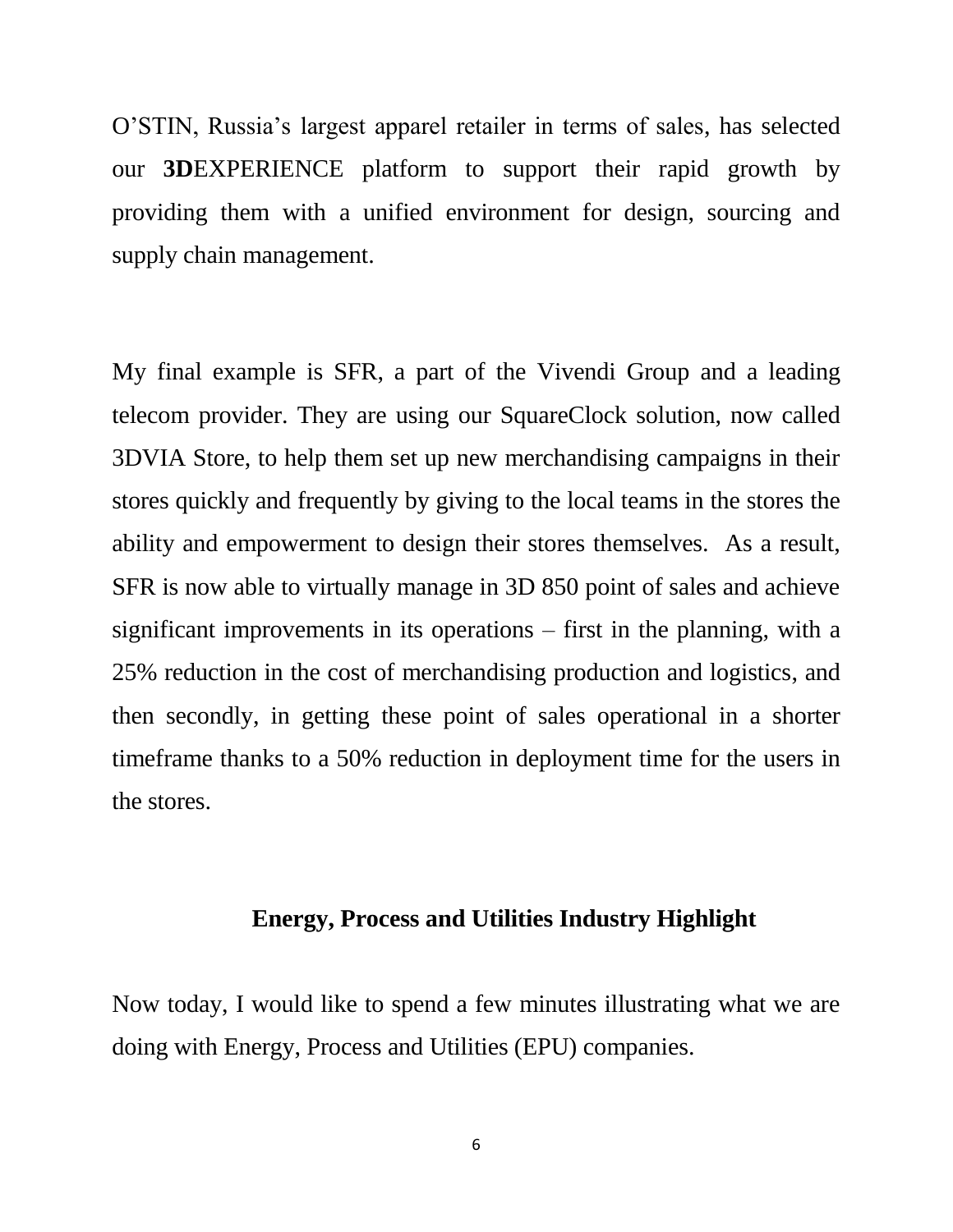O'STIN, Russia's largest apparel retailer in terms of sales, has selected our **3D**EXPERIENCE platform to support their rapid growth by providing them with a unified environment for design, sourcing and supply chain management.

My final example is SFR, a part of the Vivendi Group and a leading telecom provider. They are using our SquareClock solution, now called 3DVIA Store, to help them set up new merchandising campaigns in their stores quickly and frequently by giving to the local teams in the stores the ability and empowerment to design their stores themselves. As a result, SFR is now able to virtually manage in 3D 850 point of sales and achieve significant improvements in its operations – first in the planning, with a 25% reduction in the cost of merchandising production and logistics, and then secondly, in getting these point of sales operational in a shorter timeframe thanks to a 50% reduction in deployment time for the users in the stores.

## Energy, Process and Utilities Industry Highlight

Now today, I would like to spend a few minutes illustrating what we are doing with Energy, Process and Utilities (EPU) companies.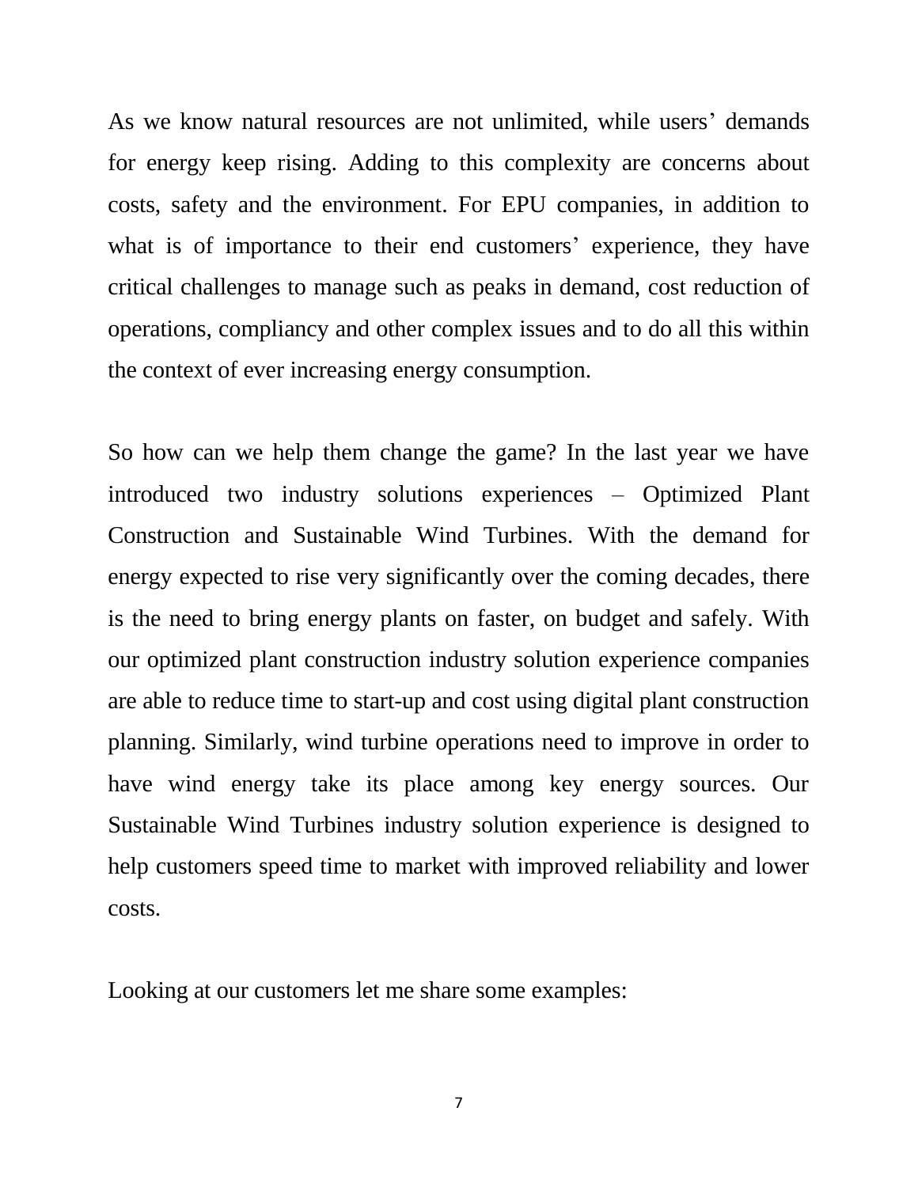As we know natural resources are not unlimited, while users' demands for energy keep rising. Adding to this complexity are concerns about costs, safety and the environment. For EPU companies, in addition to what is of importance to their end customers' experience, they have critical challenges to manage such as peaks in demand, cost reduction of operations, compliancy and other complex issues and to do all this within the context of ever increasing energy consumption.

So how can we help them change the game? In the last year we have introduced two industry solutions experiences – Optimized Plant Construction and Sustainable Wind Turbines. With the demand for energy expected to rise very significantly over the coming decades, there is the need to bring energy plants on faster, on budget and safely. With our optimized plant construction industry solution experience companies are able to reduce time to start-up and cost using digital plant construction planning. Similarly, wind turbine operations need to improve in order to have wind energy take its place among key energy sources. Our Sustainable Wind Turbines industry solution experience is designed to help customers speed time to market with improved reliability and lower costs.

Looking at our customers let me share some examples: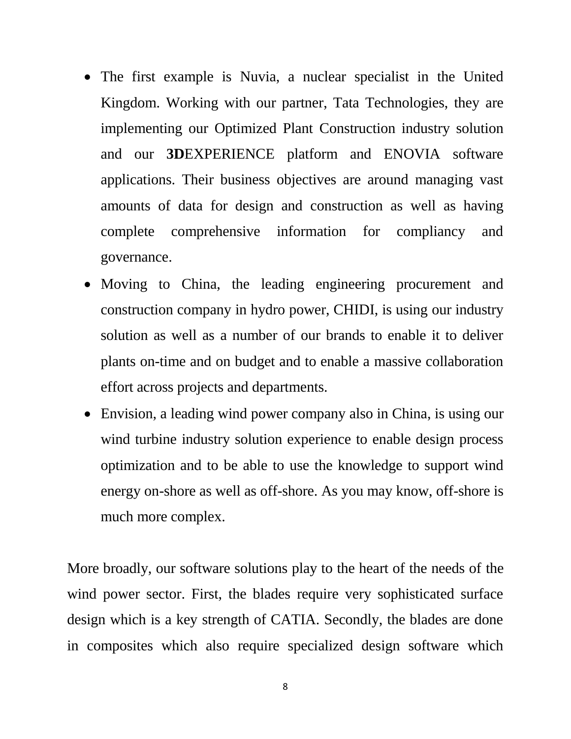- The first example is Nuvia, a nuclear specialist in the United Kingdom. Working with our partner, Tata Technologies, they are implementing our Optimized Plant Construction industry solution and our **3D**EXPERIENCE platform and ENOVIA software applications. Their business objectives are around managing vast amounts of data for design and construction as well as having complete comprehensive information for compliancy and governance.
- Moving to China, the leading engineering procurement and construction company in hydro power, CHIDI, is using our industry solution as well as a number of our brands to enable it to deliver plants on-time and on budget and to enable a massive collaboration effort across projects and departments.
- Envision, a leading wind power company also in China, is using our wind turbine industry solution experience to enable design process optimization and to be able to use the knowledge to support wind energy on-shore as well as off-shore. As you may know, off-shore is much more complex.

More broadly, our software solutions play to the heart of the needs of the wind power sector. First, the blades require very sophisticated surface design which is a key strength of CATIA. Secondly, the blades are done in composites which also require specialized design software which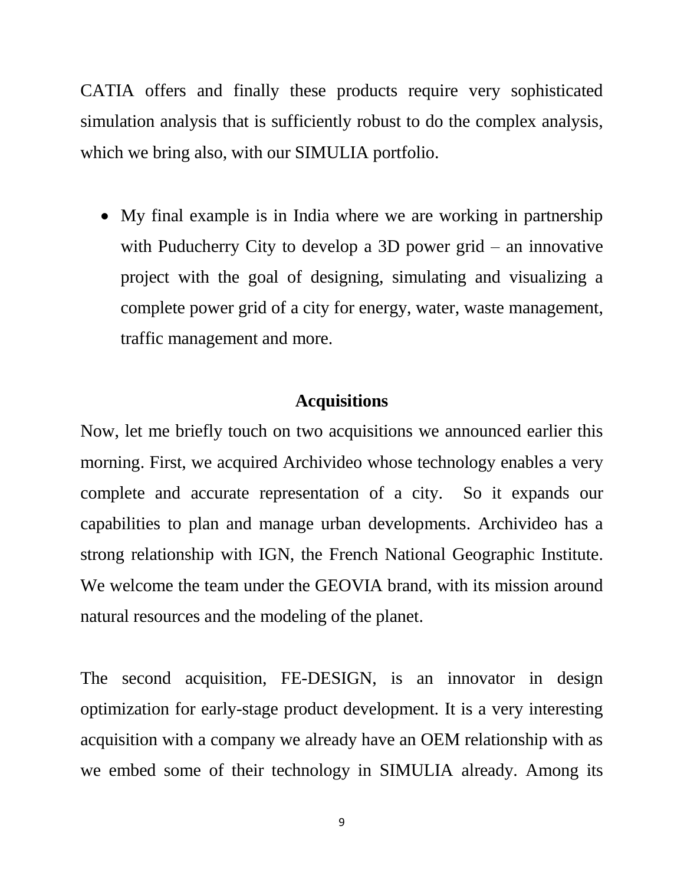CATIA offers and finally these products require very sophisticated simulation analysis that is sufficiently robust to do the complex analysis, which we bring also, with our SIMULIA portfolio.

- My final example is in India where we are working in partnership with Puducherry City to develop a 3D power grid – an innovative project with the goal of designing, simulating and visualizing a complete power grid of a city for energy, water, waste management, traffic management and more.

## Acquisitions

Now, let me briefly touch on two acquisitions we announced earlier this morning. First, we acquired Archivideo whose technology enables a very complete and accurate representation of a city. So it expands our capabilities to plan and manage urban developments. Archivideo has a strong relationship with IGN, the French National Geographic Institute. We welcome the team under the GEOVIA brand, with its mission around natural resources and the modeling of the planet.

The second acquisition, FE-DESIGN, is an innovator in design optimization for early-stage product development. It is a very interesting acquisition with a company we already have an OEM relationship with as we embed some of their technology in SIMULIA already. Among its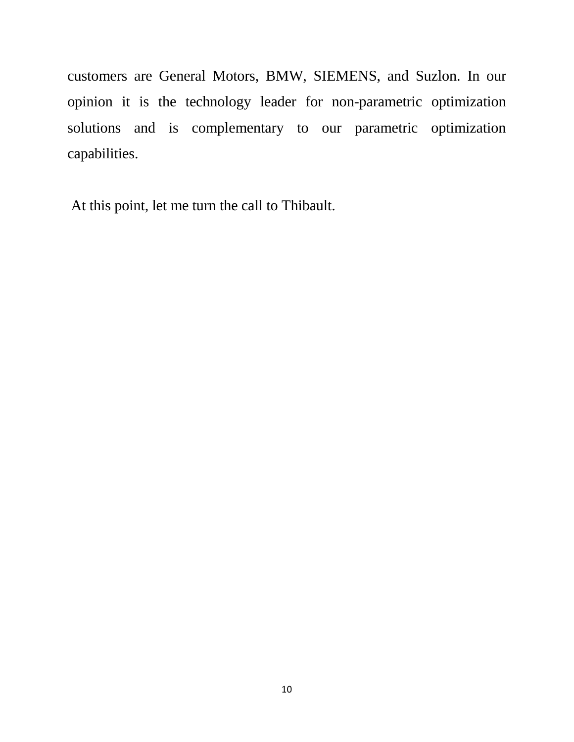customers are General Motors, BMW, SIEMENS, and Suzlon. In our opinion it is the technology leader for non-parametric optimization solutions and is complementary to our parametric optimization capabilities.

At this point, let me turn the call to Thibault.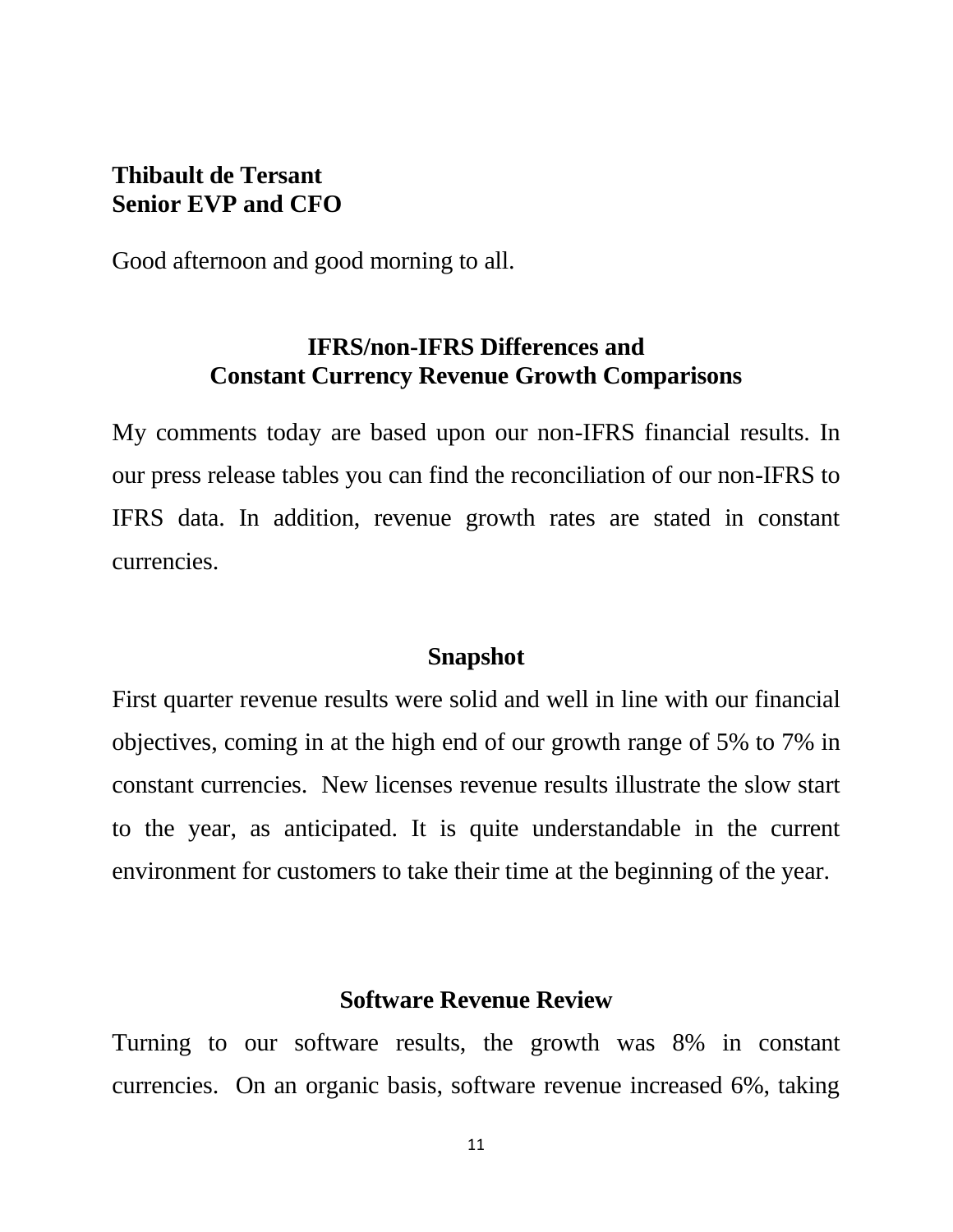**Thibault de Tersant**
**Senior EVP and CFO**

Good afternoon and good morning to all.

## IFRS/non-IFRS Differences and Constant Currency Revenue Growth Comparisons

My comments today are based upon our non-IFRS financial results. In our press release tables you can find the reconciliation of our non-IFRS to IFRS data. In addition, revenue growth rates are stated in constant currencies.

## Snapshot

First quarter revenue results were solid and well in line with our financial objectives, coming in at the high end of our growth range of 5% to 7% in constant currencies. New licenses revenue results illustrate the slow start to the year, as anticipated. It is quite understandable in the current environment for customers to take their time at the beginning of the year.

## Software Revenue Review

Turning to our software results, the growth was 8% in constant currencies. On an organic basis, software revenue increased 6%, taking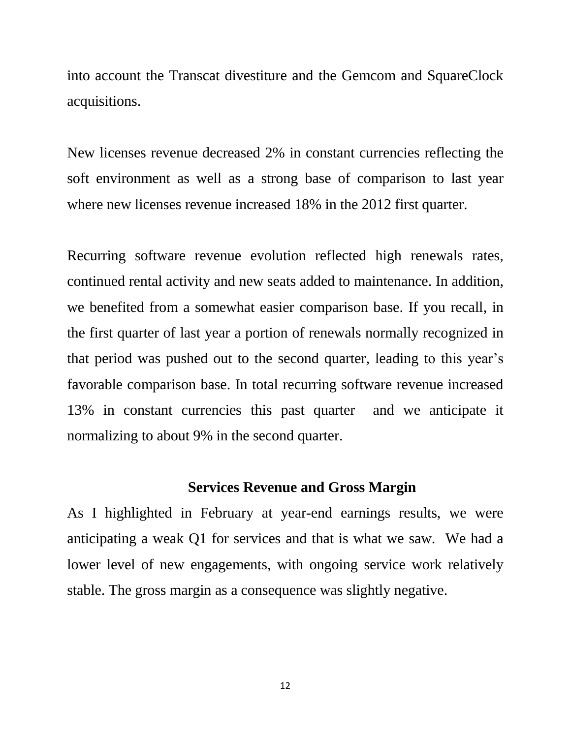into account the Transcat divestiture and the Gemcom and SquareClock acquisitions.

New licenses revenue decreased 2% in constant currencies reflecting the soft environment as well as a strong base of comparison to last year where new licenses revenue increased 18% in the 2012 first quarter.

Recurring software revenue evolution reflected high renewals rates, continued rental activity and new seats added to maintenance. In addition, we benefited from a somewhat easier comparison base. If you recall, in the first quarter of last year a portion of renewals normally recognized in that period was pushed out to the second quarter, leading to this year's favorable comparison base. In total recurring software revenue increased 13% in constant currencies this past quarter and we anticipate it normalizing to about 9% in the second quarter.

## Services Revenue and Gross Margin

As I highlighted in February at year-end earnings results, we were anticipating a weak Q1 for services and that is what we saw. We had a lower level of new engagements, with ongoing service work relatively stable. The gross margin as a consequence was slightly negative.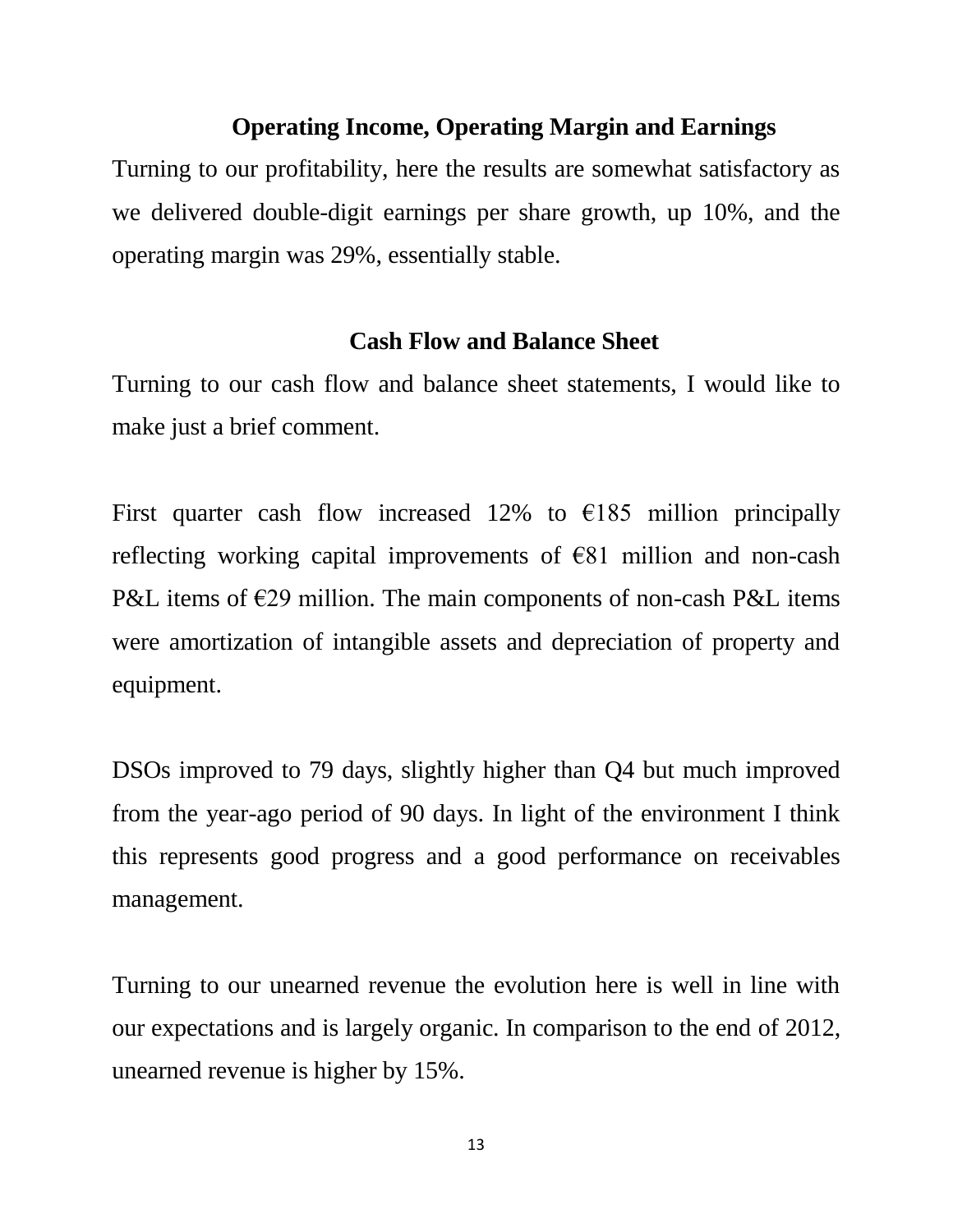## Operating Income, Operating Margin and Earnings

Turning to our profitability, here the results are somewhat satisfactory as we delivered double-digit earnings per share growth, up 10%, and the operating margin was 29%, essentially stable.

## Cash Flow and Balance Sheet

Turning to our cash flow and balance sheet statements, I would like to make just a brief comment.

First quarter cash flow increased 12% to €185 million principally reflecting working capital improvements of €81 million and non-cash P&L items of €29 million. The main components of non-cash P&L items were amortization of intangible assets and depreciation of property and equipment.

DSOs improved to 79 days, slightly higher than Q4 but much improved from the year-ago period of 90 days. In light of the environment I think this represents good progress and a good performance on receivables management.

Turning to our unearned revenue the evolution here is well in line with our expectations and is largely organic. In comparison to the end of 2012, unearned revenue is higher by 15%.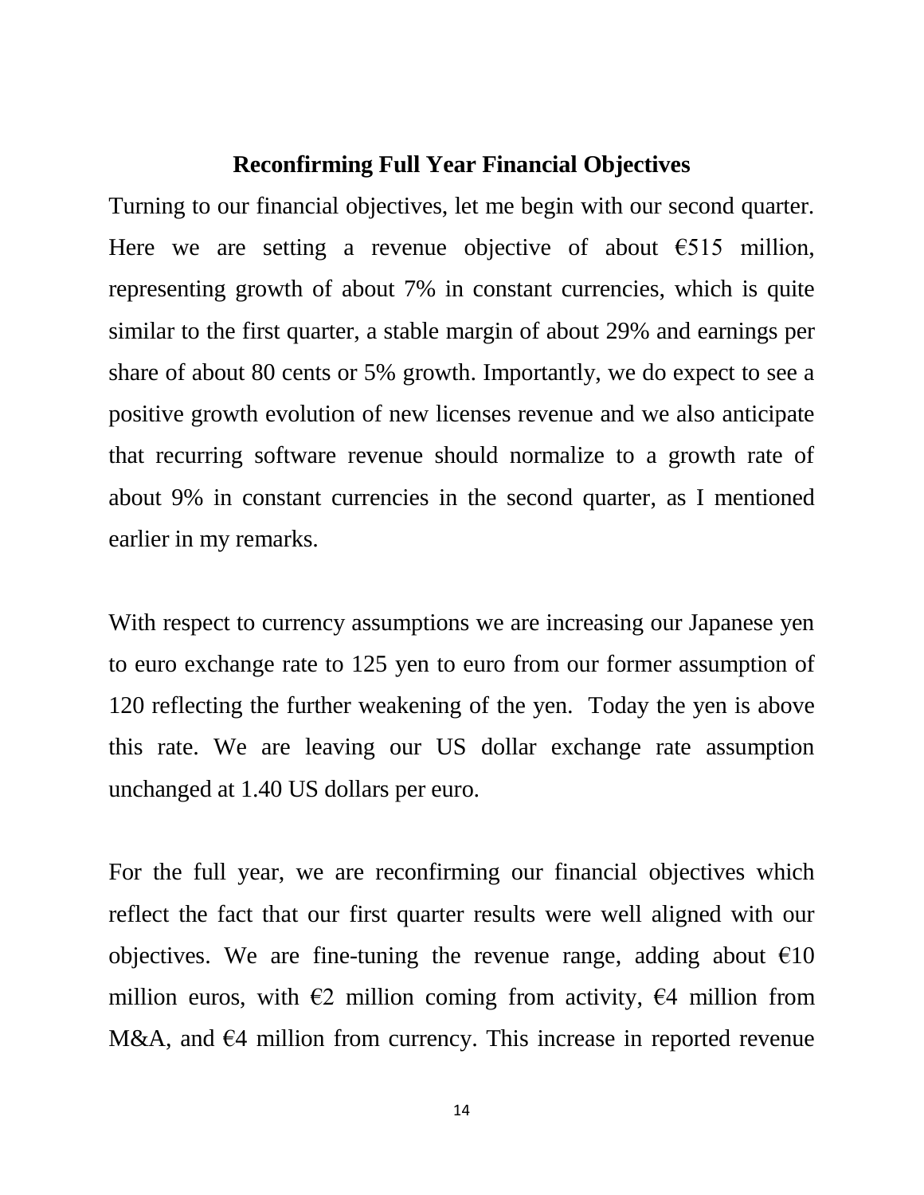## Reconfirming Full Year Financial Objectives

Turning to our financial objectives, let me begin with our second quarter. Here we are setting a revenue objective of about €515 million, representing growth of about 7% in constant currencies, which is quite similar to the first quarter, a stable margin of about 29% and earnings per share of about 80 cents or 5% growth. Importantly, we do expect to see a positive growth evolution of new licenses revenue and we also anticipate that recurring software revenue should normalize to a growth rate of about 9% in constant currencies in the second quarter, as I mentioned earlier in my remarks.

With respect to currency assumptions we are increasing our Japanese yen to euro exchange rate to 125 yen to euro from our former assumption of 120 reflecting the further weakening of the yen. Today the yen is above this rate. We are leaving our US dollar exchange rate assumption unchanged at 1.40 US dollars per euro.

For the full year, we are reconfirming our financial objectives which reflect the fact that our first quarter results were well aligned with our objectives. We are fine-tuning the revenue range, adding about €10 million euros, with €2 million coming from activity, €4 million from M&A, and €4 million from currency. This increase in reported revenue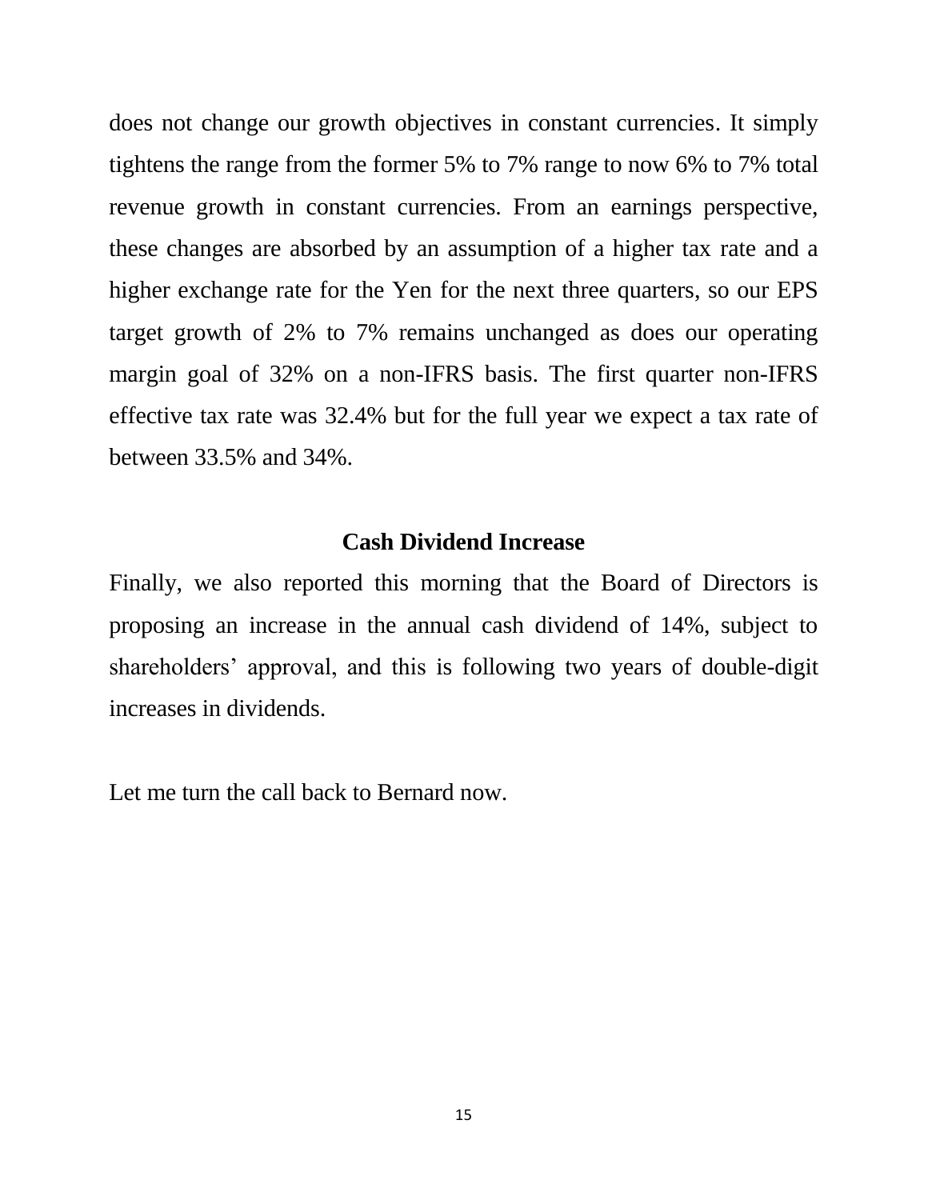does not change our growth objectives in constant currencies. It simply tightens the range from the former 5% to 7% range to now 6% to 7% total revenue growth in constant currencies. From an earnings perspective, these changes are absorbed by an assumption of a higher tax rate and a higher exchange rate for the Yen for the next three quarters, so our EPS target growth of 2% to 7% remains unchanged as does our operating margin goal of 32% on a non-IFRS basis. The first quarter non-IFRS effective tax rate was 32.4% but for the full year we expect a tax rate of between 33.5% and 34%.

## Cash Dividend Increase

Finally, we also reported this morning that the Board of Directors is proposing an increase in the annual cash dividend of 14%, subject to shareholders' approval, and this is following two years of double-digit increases in dividends.

Let me turn the call back to Bernard now.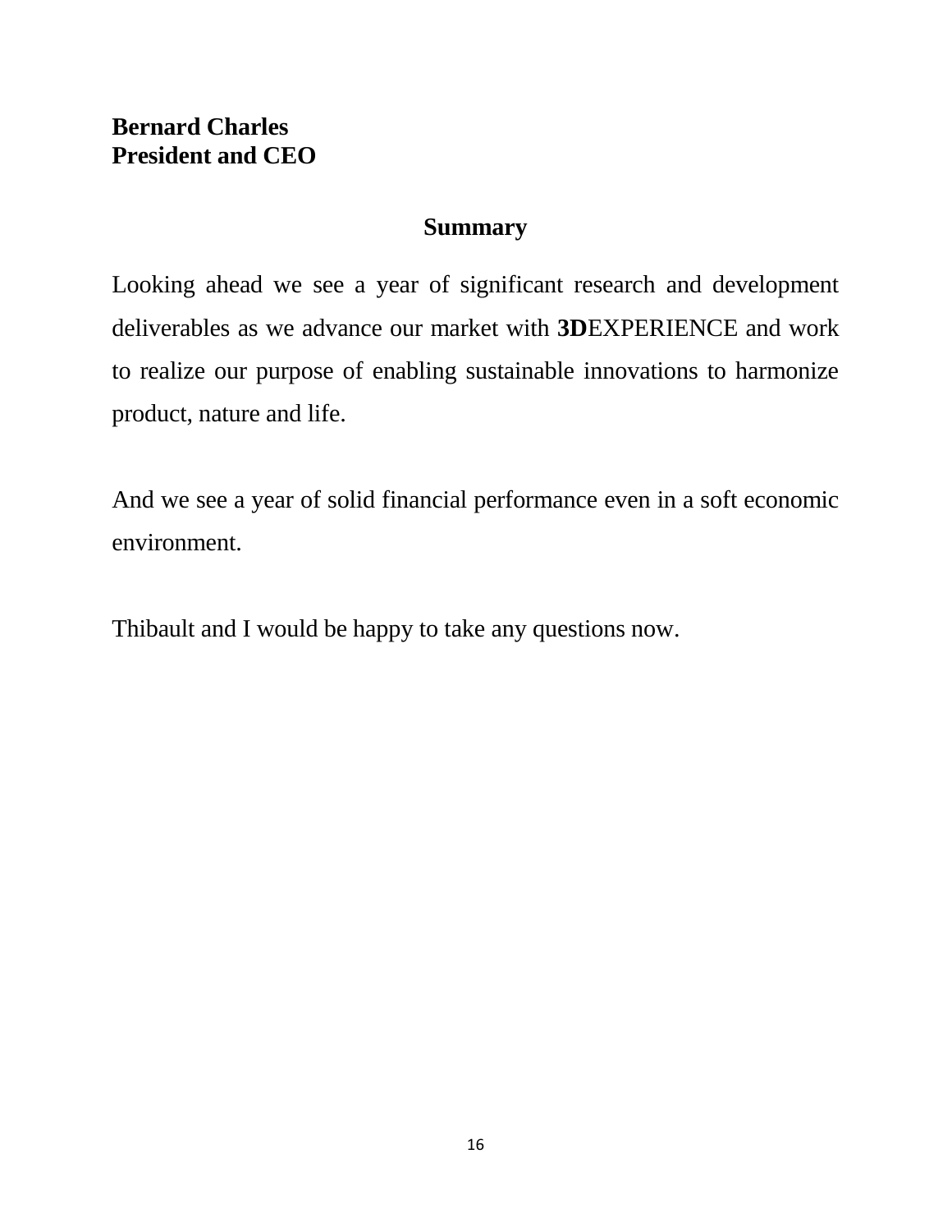**Bernard Charles**
**President and CEO**

## Summary

Looking ahead we see a year of significant research and development deliverables as we advance our market with **3D**EXPERIENCE and work to realize our purpose of enabling sustainable innovations to harmonize product, nature and life.

And we see a year of solid financial performance even in a soft economic environment.

Thibault and I would be happy to take any questions now.